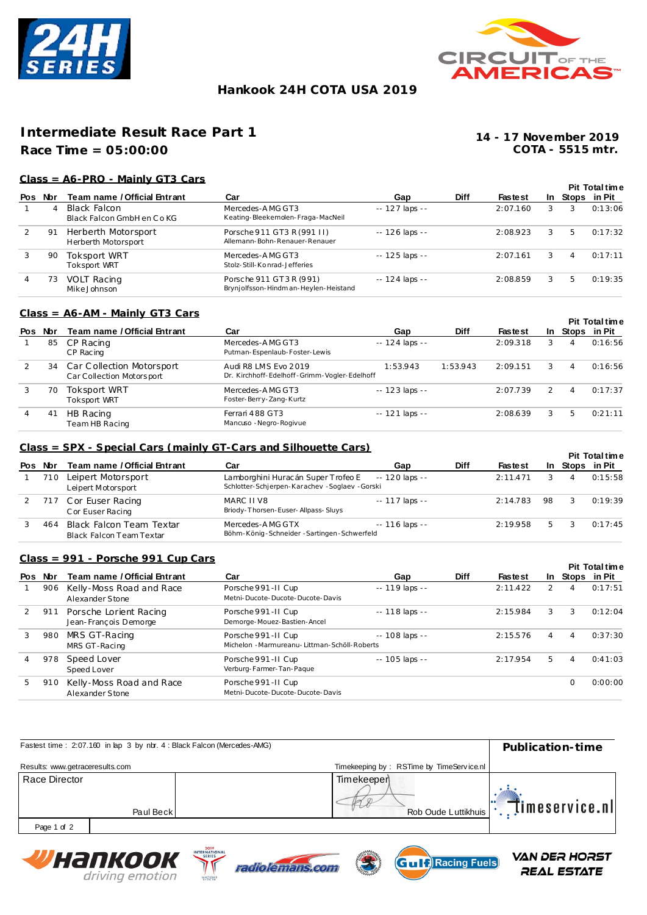# Hankook 24H COTA USA 2019

## Intermediate Result Race Part 1

**Race Time = 05:00:00**

**14 - 17 November 2019**
**COTA - 5515 mtr.**

### Class = A6-PRO - Mainly GT3 Cars

| Pos | Nbr | Team name / Official Entrant | Car | Gap | Diff | Fastest | In | Pit Stops | Total time in Pit |
|---|---|---|---|---|---|---|---|---|---|
| 1 | 4 | Black Falcon<br>Black Falcon GmbH en Co KG | Mercedes-AMG GT3<br>Keating-Bleekemolen-Fraga-MacNeil | -- 127 laps -- | | 2:07.160 | 3 | 3 | 0:13:06 |
| 2 | 91 | Herberth Motorsport<br>Herberth Motorsport | Porsche 911 GT3 R (991 II)<br>Allemann-Bohn-Renauer-Renauer | -- 126 laps -- | | 2:08.923 | 3 | 5 | 0:17:32 |
| 3 | 90 | Toksport WRT<br>Toksport WRT | Mercedes-AMG GT3<br>Stolz-Still-Konrad-Jefferies | -- 125 laps -- | | 2:07.161 | 3 | 4 | 0:17:11 |
| 4 | 73 | VOLT Racing<br>Mike Johnson | Porsche 911 GT3 R (991)<br>Brynjolfsson-Hindman-Heylen-Heistand | -- 124 laps -- | | 2:08.859 | 3 | 5 | 0:19:35 |

### Class = A6-AM - Mainly GT3 Cars

| Pos | Nbr | Team name / Official Entrant | Car | Gap | Diff | Fastest | In | Pit Stops | Total time in Pit |
|---|---|---|---|---|---|---|---|---|---|
| 1 | 85 | CP Racing<br>CP Racing | Mercedes-AMG GT3<br>Putman-Espenlaub-Foster-Lewis | -- 124 laps -- | | 2:09.318 | 3 | 4 | 0:16:56 |
| 2 | 34 | Car Collection Motorsport<br>Car Collection Motorsport | Audi R8 LMS Evo 2019<br>Dr. Kirchhoff-Edelhoff-Grimm-Vogler-Edelhoff | 1:53.943 | 1:53.943 | 2:09.151 | 3 | 4 | 0:16:56 |
| 3 | 70 | Toksport WRT<br>Toksport WRT | Mercedes-AMG GT3<br>Foster-Berry-Zang-Kurtz | -- 123 laps -- | | 2:07.739 | 2 | 4 | 0:17:37 |
| 4 | 41 | HB Racing<br>Team HB Racing | Ferrari 488 GT3<br>Mancuso-Negro-Rogivue | -- 121 laps -- | | 2:08.639 | 3 | 5 | 0:21:11 |

### Class = SPX - Special Cars (mainly GT-Cars and Silhouette Cars)

| Pos | Nbr | Team name / Official Entrant | Car | Gap | Diff | Fastest | In | Pit Stops | Total time in Pit |
|---|---|---|---|---|---|---|---|---|---|
| 1 | 710 | Leipert Motorsport<br>Leipert Motorsport | Lamborghini Huracán Super Trofeo E<br>Schlotter-Schjerpen-Karachev-Soglaev-Gorski | -- 120 laps -- | | 2:11.471 | 3 | 4 | 0:15:58 |
| 2 | 717 | Cor Euser Racing<br>Cor Euser Racing | MARC II V8<br>Briody-Thorsen-Euser-Allpass-Sluys | -- 117 laps -- | | 2:14.783 | 98 | 3 | 0:19:39 |
| 3 | 464 | Black Falcon Team Textar<br>Black Falcon Team Textar | Mercedes-AMG GTX<br>Böhm-König-Schneider-Sartingen-Schwerfeld | -- 116 laps -- | | 2:19.958 | 5 | 3 | 0:17:45 |

### Class = 991 - Porsche 991 Cup Cars

| Pos | Nbr | Team name / Official Entrant | Car | Gap | Diff | Fastest | In | Pit Stops | Total time in Pit |
|---|---|---|---|---|---|---|---|---|---|
| 1 | 906 | Kelly-Moss Road and Race<br>Alexander Stone | Porsche 991-II Cup<br>Metni-Ducote-Ducote-Ducote-Davis | -- 119 laps -- | | 2:11.422 | 2 | 4 | 0:17:51 |
| 2 | 911 | Porsche Lorient Racing<br>Jean-François Demorge | Porsche 991-II Cup<br>Demorge-Mouez-Bastien-Ancel | -- 118 laps -- | | 2:15.984 | 3 | 3 | 0:12:04 |
| 3 | 980 | MRS GT-Racing<br>MRS GT-Racing | Porsche 991-II Cup<br>Michelon-Marmureanu-Littman-Schöll-Roberts | -- 108 laps -- | | 2:15.576 | 4 | 4 | 0:37:30 |
| 4 | 978 | Speed Lover<br>Speed Lover | Porsche 991-II Cup<br>Verburg-Farmer-Tan-Paque | -- 105 laps -- | | 2:17.954 | 5 | 4 | 0:41:03 |
| 5 | 910 | Kelly-Moss Road and Race<br>Alexander Stone | Porsche 991-II Cup<br>Metni-Ducote-Ducote-Ducote-Davis | | | | | 0 | 0:00:00 |

Fastest time : 2:07.160 in lap 3 by nbr. 4 : Black Falcon (Mercedes-AMG)

**Publication-time**

Results: www.getraceresults.com

Timekeeping by : RSTime by TimeService.nl

| Race Director | | Timekeeper | |
|---|---|---|---|
| Paul Beck | | Rob Oude Luttikhuis | |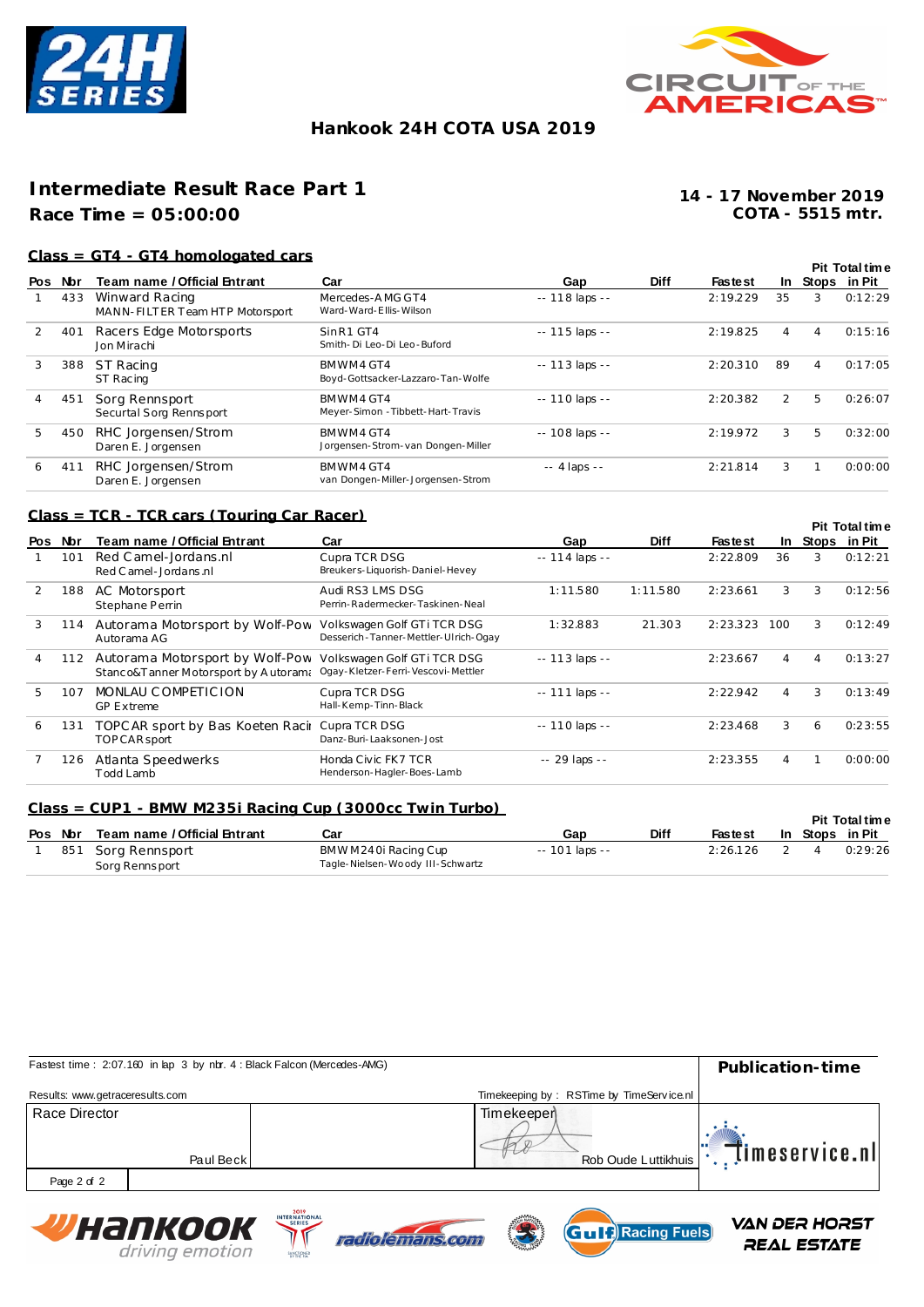# Hankook 24H COTA USA 2019

## Intermediate Result Race Part 1

**Race Time = 05:00:00**

**14 - 17 November 2019**
**COTA - 5515 mtr.**

### Class = GT4 - GT4 homologated cars

| Pos | Nbr | Team name / Official Entrant | Car | Gap | Diff | Fastest | In | Pit Stops | Total time in Pit |
|---|---|---|---|---|---|---|---|---|---|
| 1 | 433 | Winward Racing<br>MANN-FILTER Team HTP Motorsport | Mercedes-AMG GT4<br>Ward-Ward-Ellis-Wilson | -- 118 laps -- | | 2:19.229 | 35 | 3 | 0:12:29 |
| 2 | 401 | Racers Edge Motorsports<br>Jon Mirachi | SinR1 GT4<br>Smith-Di Leo-Di Leo-Buford | -- 115 laps -- | | 2:19.825 | 4 | 4 | 0:15:16 |
| 3 | 388 | ST Racing<br>ST Racing | BMW M4 GT4<br>Boyd-Gottsacker-Lazzaro-Tan-Wolfe | -- 113 laps -- | | 2:20.310 | 89 | 4 | 0:17:05 |
| 4 | 451 | Sorg Rennsport<br>Securtal Sorg Rennsport | BMW M4 GT4<br>Meyer-Simon-Tibbett-Hart-Travis | -- 110 laps -- | | 2:20.382 | 2 | 5 | 0:26:07 |
| 5 | 450 | RHC Jorgensen/Strom<br>Daren E. Jorgensen | BMW M4 GT4<br>Jorgensen-Strom-van Dongen-Miller | -- 108 laps -- | | 2:19.972 | 3 | 5 | 0:32:00 |
| 6 | 411 | RHC Jorgensen/Strom<br>Daren E. Jorgensen | BMW M4 GT4<br>van Dongen-Miller-Jorgensen-Strom | -- 4 laps -- | | 2:21.814 | 3 | 1 | 0:00:00 |

### Class = TCR - TCR cars (Touring Car Racer)

| Pos | Nbr | Team name / Official Entrant | Car | Gap | Diff | Fastest | In | Pit Stops | Total time in Pit |
|---|---|---|---|---|---|---|---|---|---|
| 1 | 101 | Red Camel-Jordans.nl<br>Red Camel-Jordans.nl | Cupra TCR DSG<br>Breukers-Liquorish-Daniel-Hevey | -- 114 laps -- | | 2:22.809 | 36 | 3 | 0:12:21 |
| 2 | 188 | AC Motorsport<br>Stephane Perrin | Audi RS3 LMS DSG<br>Perrin-Radermecker-Taskinen-Neal | 1:11.580 | 1:11.580 | 2:23.661 | 3 | 3 | 0:12:56 |
| 3 | 114 | Autorama Motorsport by Wolf-Pow<br>Autorama AG | Volkswagen Golf GTi TCR DSG<br>Desserich-Tanner-Mettler-Ulrich-Ogay | 1:32.883 | 21.303 | 2:23.323 | 100 | 3 | 0:12:49 |
| 4 | 112 | Autorama Motorsport by Wolf-Pow<br>Stanco&Tanner Motorsport by Autorama | Volkswagen Golf GTi TCR DSG<br>Ogay-Kletzer-Ferri-Vescovi-Mettler | -- 113 laps -- | | 2:23.667 | 4 | 4 | 0:13:27 |
| 5 | 107 | MONLAU COMPETICION<br>GP Extreme | Cupra TCR DSG<br>Hall-Kemp-Tinn-Black | -- 111 laps -- | | 2:22.942 | 4 | 3 | 0:13:49 |
| 6 | 131 | TOPCAR sport by Bas Koeten Raci<br>TOPCAR sport | Cupra TCR DSG<br>Danz-Buri-Laaksonen-Jost | -- 110 laps -- | | 2:23.468 | 3 | 6 | 0:23:55 |
| 7 | 126 | Atlanta Speedwerks<br>Todd Lamb | Honda Civic FK7 TCR<br>Henderson-Hagler-Boes-Lamb | -- 29 laps -- | | 2:23.355 | 4 | 1 | 0:00:00 |

### Class = CUP1 - BMW M235i Racing Cup (3000cc Twin Turbo)

| Pos | Nbr | Team name / Official Entrant | Car | Gap | Diff | Fastest | In | Pit Stops | Total time in Pit |
|---|---|---|---|---|---|---|---|---|---|
| 1 | 851 | Sorg Rennsport<br>Sorg Rennsport | BMW M240i Racing Cup<br>Tagle-Nielsen-Woody III-Schwartz | -- 101 laps -- | | 2:26.126 | 2 | 4 | 0:29:26 |

Fastest time : 2:07.160 in lap 3 by nbr. 4 : Black Falcon (Mercedes-AMG)

Publication-time

Results: www.getraceresults.com

Timekeeping by : RSTime by TimeService.nl

Race Director — Paul Beck

Timekeeper — Rob Oude Luttikhuis